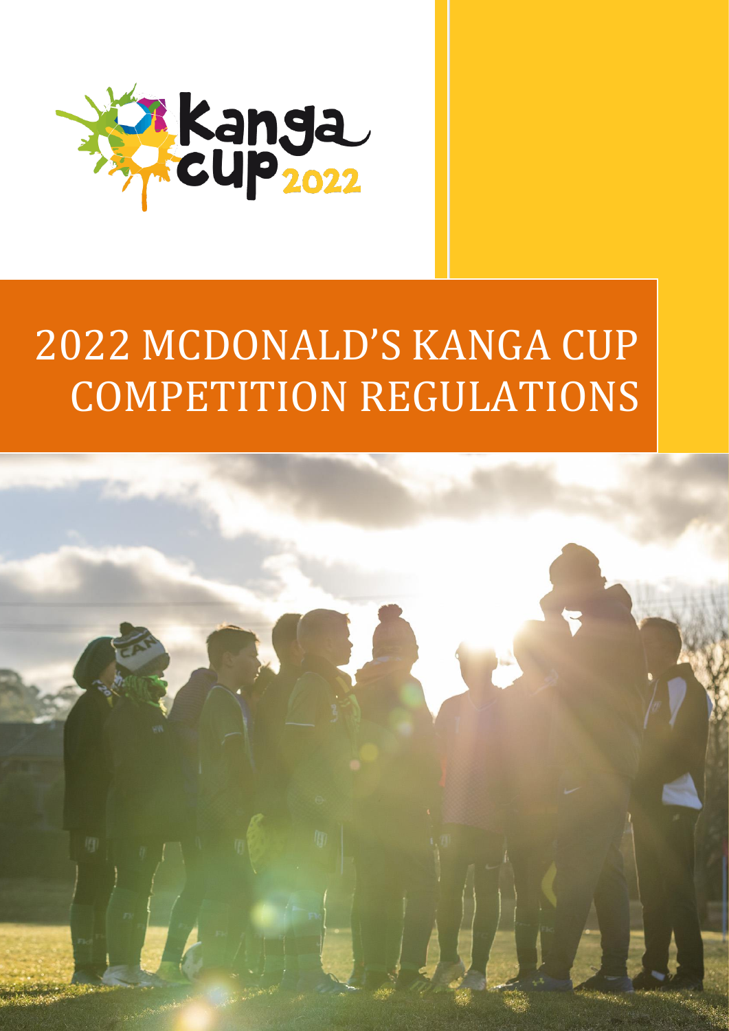# 2022 MCDONALD'S KANGA CUP COMPETITION REGULATIONS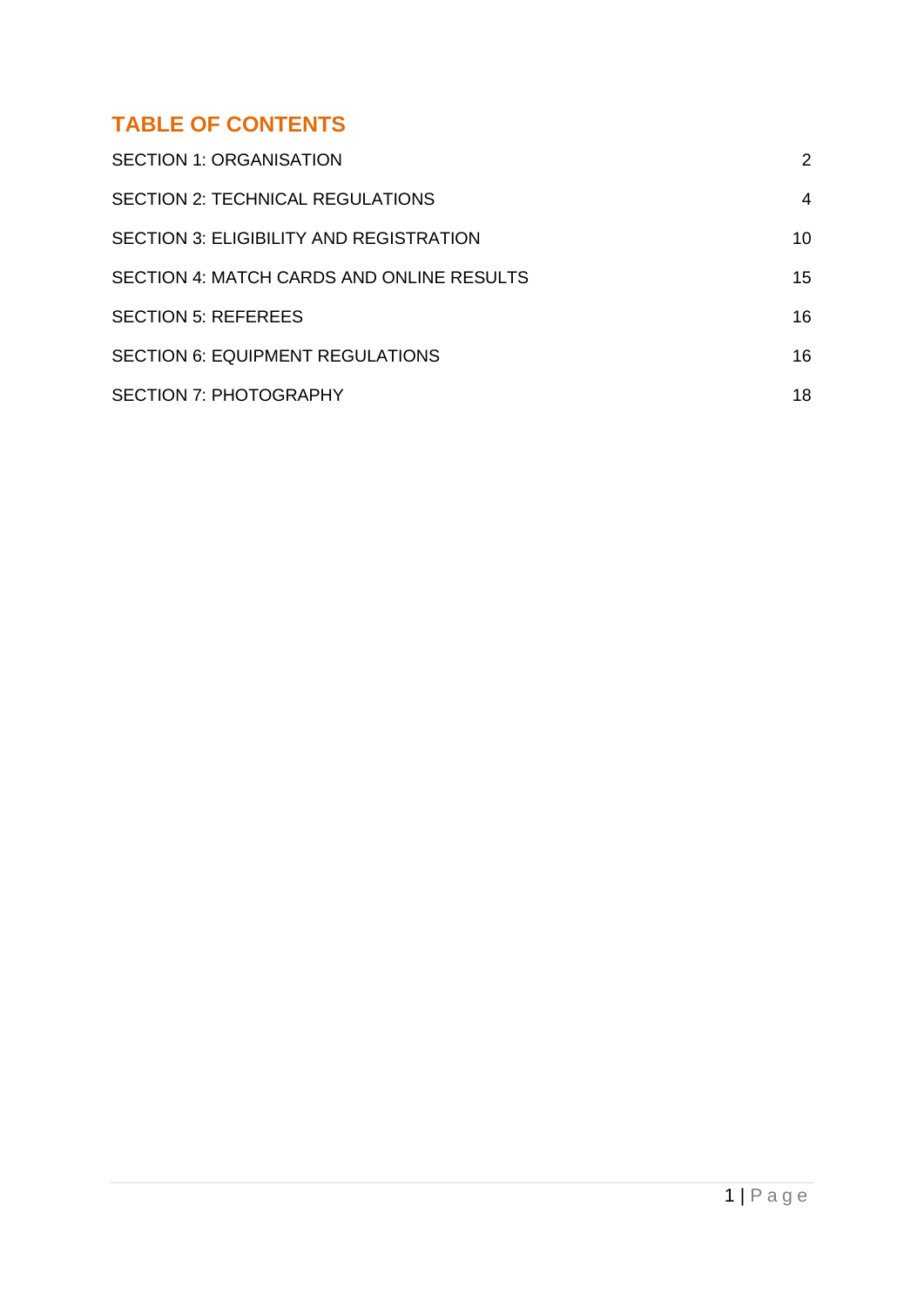## TABLE OF CONTENTS

| | |
|---|---|
| SECTION 1: ORGANISATION | 2 |
| SECTION 2: TECHNICAL REGULATIONS | 4 |
| SECTION 3: ELIGIBILITY AND REGISTRATION | 10 |
| SECTION 4: MATCH CARDS AND ONLINE RESULTS | 15 |
| SECTION 5: REFEREES | 16 |
| SECTION 6: EQUIPMENT REGULATIONS | 16 |
| SECTION 7: PHOTOGRAPHY | 18 |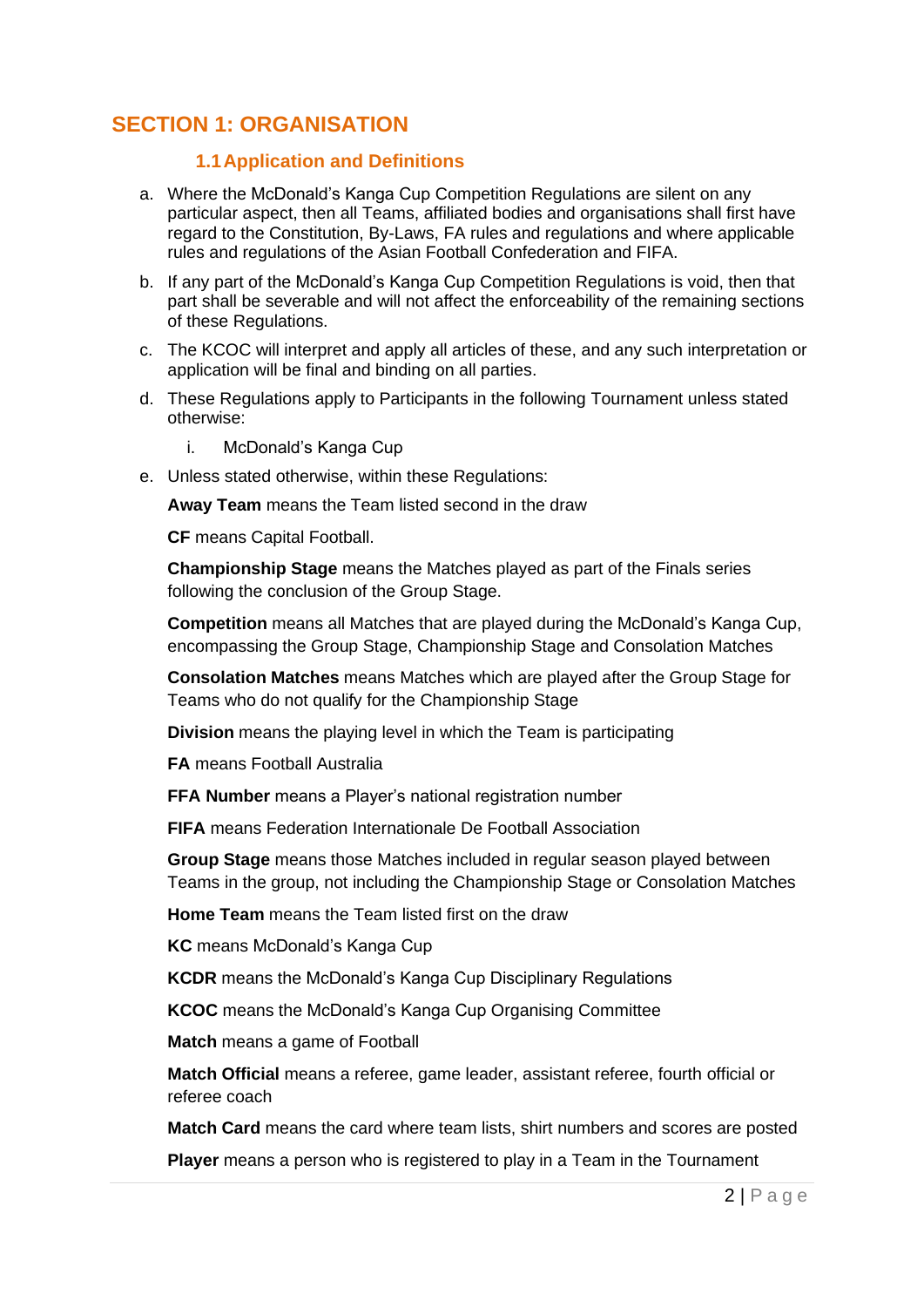# SECTION 1: ORGANISATION

## 1.1 Application and Definitions

a. Where the McDonald's Kanga Cup Competition Regulations are silent on any particular aspect, then all Teams, affiliated bodies and organisations shall first have regard to the Constitution, By-Laws, FA rules and regulations and where applicable rules and regulations of the Asian Football Confederation and FIFA.

b. If any part of the McDonald's Kanga Cup Competition Regulations is void, then that part shall be severable and will not affect the enforceability of the remaining sections of these Regulations.

c. The KCOC will interpret and apply all articles of these, and any such interpretation or application will be final and binding on all parties.

d. These Regulations apply to Participants in the following Tournament unless stated otherwise:

   i. McDonald's Kanga Cup

e. Unless stated otherwise, within these Regulations:

**Away Team** means the Team listed second in the draw

**CF** means Capital Football.

**Championship Stage** means the Matches played as part of the Finals series following the conclusion of the Group Stage.

**Competition** means all Matches that are played during the McDonald's Kanga Cup, encompassing the Group Stage, Championship Stage and Consolation Matches

**Consolation Matches** means Matches which are played after the Group Stage for Teams who do not qualify for the Championship Stage

**Division** means the playing level in which the Team is participating

**FA** means Football Australia

**FFA Number** means a Player's national registration number

**FIFA** means Federation Internationale De Football Association

**Group Stage** means those Matches included in regular season played between Teams in the group, not including the Championship Stage or Consolation Matches

**Home Team** means the Team listed first on the draw

**KC** means McDonald's Kanga Cup

**KCDR** means the McDonald's Kanga Cup Disciplinary Regulations

**KCOC** means the McDonald's Kanga Cup Organising Committee

**Match** means a game of Football

**Match Official** means a referee, game leader, assistant referee, fourth official or referee coach

**Match Card** means the card where team lists, shirt numbers and scores are posted

**Player** means a person who is registered to play in a Team in the Tournament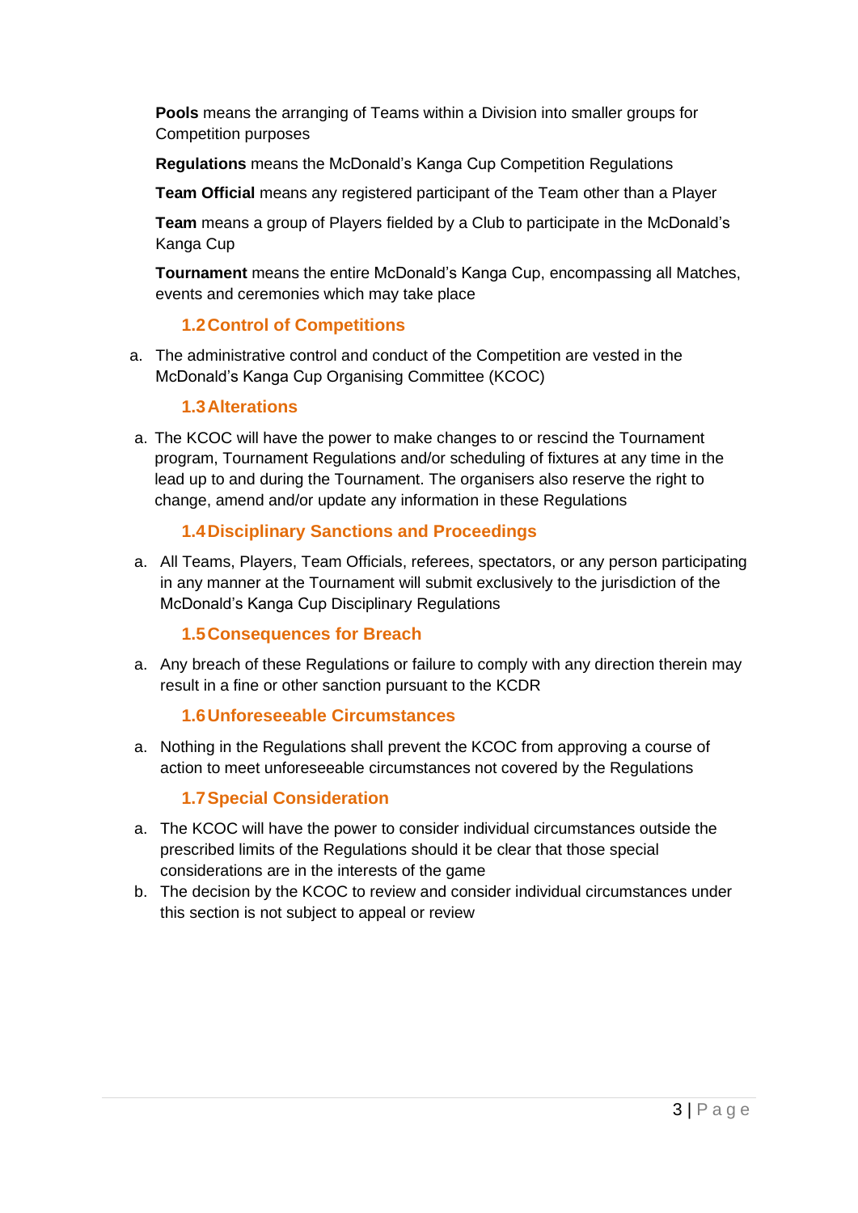**Pools** means the arranging of Teams within a Division into smaller groups for Competition purposes

**Regulations** means the McDonald's Kanga Cup Competition Regulations

**Team Official** means any registered participant of the Team other than a Player

**Team** means a group of Players fielded by a Club to participate in the McDonald's Kanga Cup

**Tournament** means the entire McDonald's Kanga Cup, encompassing all Matches, events and ceremonies which may take place

### 1.2 Control of Competitions

a. The administrative control and conduct of the Competition are vested in the McDonald's Kanga Cup Organising Committee (KCOC)

### 1.3 Alterations

a. The KCOC will have the power to make changes to or rescind the Tournament program, Tournament Regulations and/or scheduling of fixtures at any time in the lead up to and during the Tournament. The organisers also reserve the right to change, amend and/or update any information in these Regulations

### 1.4 Disciplinary Sanctions and Proceedings

a. All Teams, Players, Team Officials, referees, spectators, or any person participating in any manner at the Tournament will submit exclusively to the jurisdiction of the McDonald's Kanga Cup Disciplinary Regulations

### 1.5 Consequences for Breach

a. Any breach of these Regulations or failure to comply with any direction therein may result in a fine or other sanction pursuant to the KCDR

### 1.6 Unforeseeable Circumstances

a. Nothing in the Regulations shall prevent the KCOC from approving a course of action to meet unforeseeable circumstances not covered by the Regulations

### 1.7 Special Consideration

a. The KCOC will have the power to consider individual circumstances outside the prescribed limits of the Regulations should it be clear that those special considerations are in the interests of the game
b. The decision by the KCOC to review and consider individual circumstances under this section is not subject to appeal or review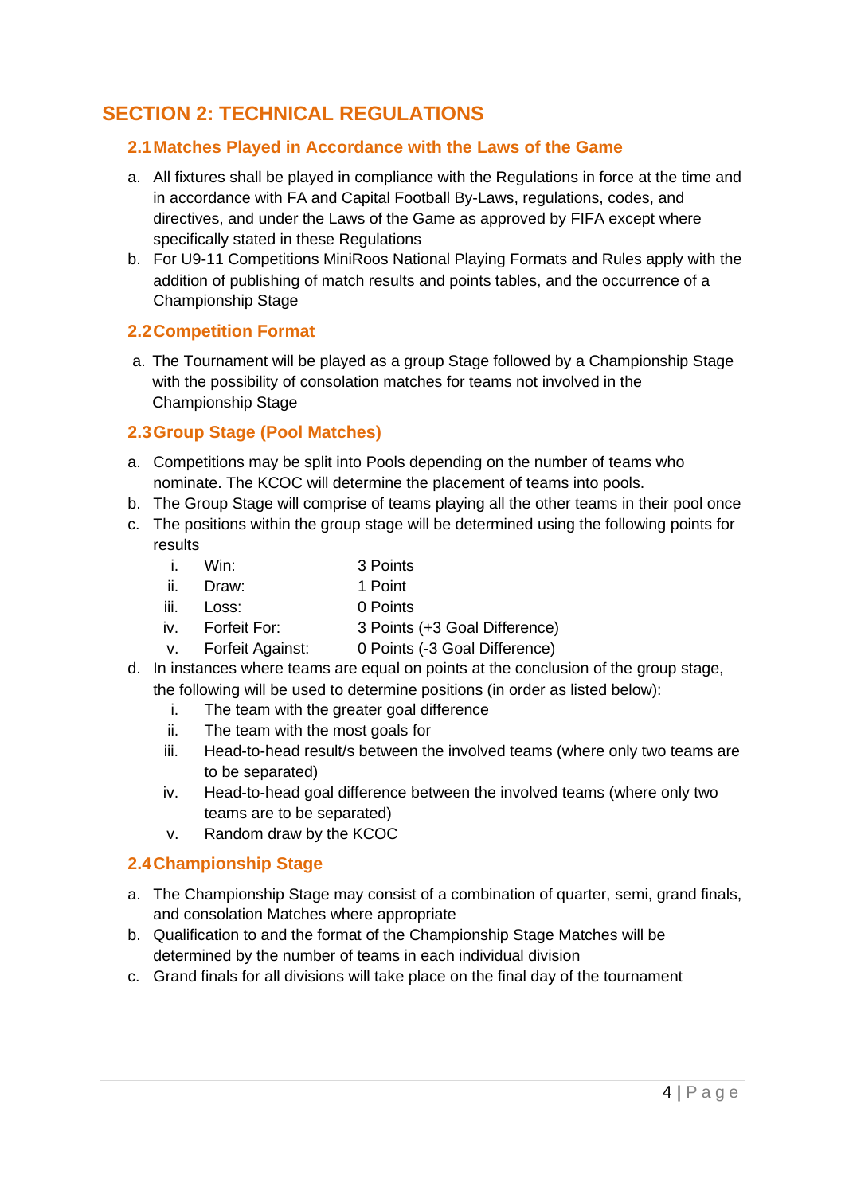# SECTION 2: TECHNICAL REGULATIONS

## 2.1 Matches Played in Accordance with the Laws of the Game

a. All fixtures shall be played in compliance with the Regulations in force at the time and in accordance with FA and Capital Football By-Laws, regulations, codes, and directives, and under the Laws of the Game as approved by FIFA except where specifically stated in these Regulations

b. For U9-11 Competitions MiniRoos National Playing Formats and Rules apply with the addition of publishing of match results and points tables, and the occurrence of a Championship Stage

## 2.2 Competition Format

a. The Tournament will be played as a group Stage followed by a Championship Stage with the possibility of consolation matches for teams not involved in the Championship Stage

## 2.3 Group Stage (Pool Matches)

a. Competitions may be split into Pools depending on the number of teams who nominate. The KCOC will determine the placement of teams into pools.

b. The Group Stage will comprise of teams playing all the other teams in their pool once

c. The positions within the group stage will be determined using the following points for results

   i. Win: 3 Points
   ii. Draw: 1 Point
   iii. Loss: 0 Points
   iv. Forfeit For: 3 Points (+3 Goal Difference)
   v. Forfeit Against: 0 Points (-3 Goal Difference)

d. In instances where teams are equal on points at the conclusion of the group stage, the following will be used to determine positions (in order as listed below):

   i. The team with the greater goal difference
   ii. The team with the most goals for
   iii. Head-to-head result/s between the involved teams (where only two teams are to be separated)
   iv. Head-to-head goal difference between the involved teams (where only two teams are to be separated)
   v. Random draw by the KCOC

## 2.4 Championship Stage

a. The Championship Stage may consist of a combination of quarter, semi, grand finals, and consolation Matches where appropriate

b. Qualification to and the format of the Championship Stage Matches will be determined by the number of teams in each individual division

c. Grand finals for all divisions will take place on the final day of the tournament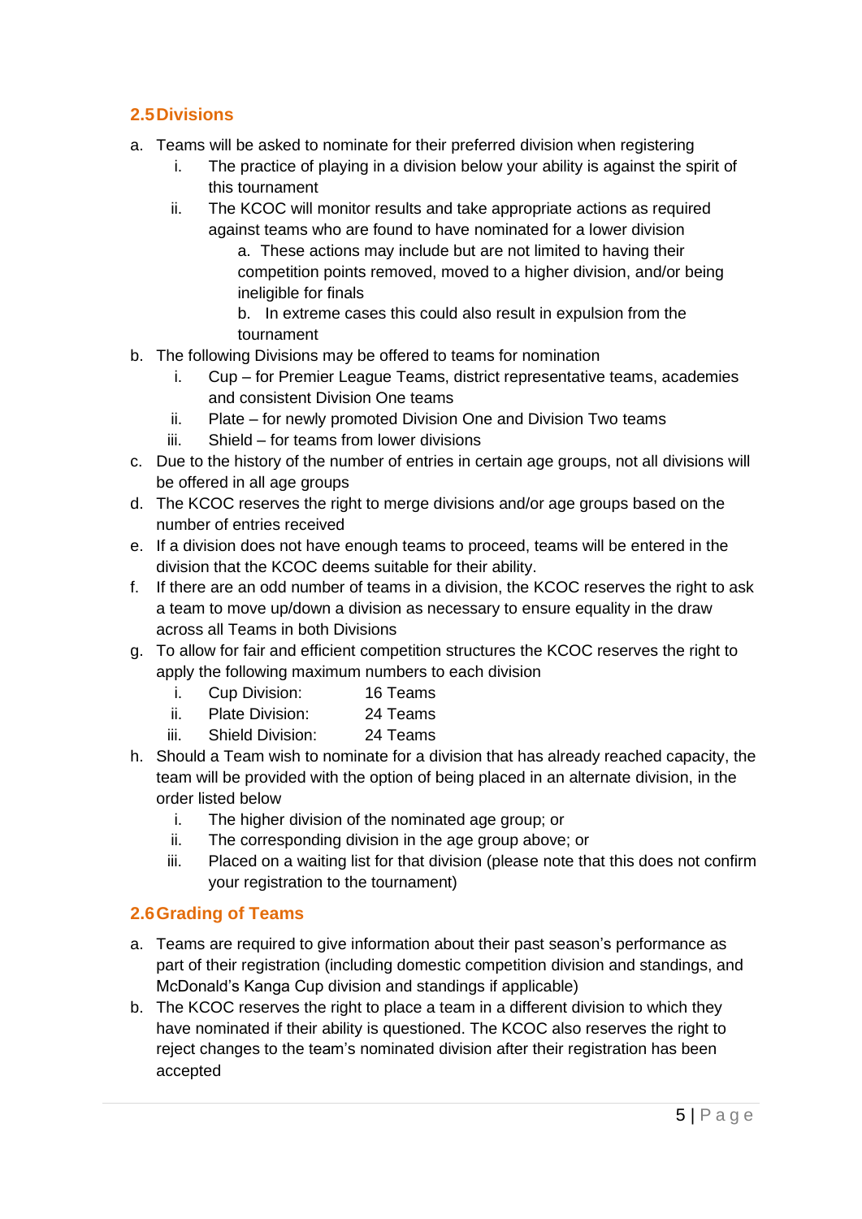## 2.5 Divisions

a. Teams will be asked to nominate for their preferred division when registering
    i. The practice of playing in a division below your ability is against the spirit of this tournament
    ii. The KCOC will monitor results and take appropriate actions as required against teams who are found to have nominated for a lower division
        a. These actions may include but are not limited to having their competition points removed, moved to a higher division, and/or being ineligible for finals
        b. In extreme cases this could also result in expulsion from the tournament
b. The following Divisions may be offered to teams for nomination
    i. Cup – for Premier League Teams, district representative teams, academies and consistent Division One teams
    ii. Plate – for newly promoted Division One and Division Two teams
    iii. Shield – for teams from lower divisions
c. Due to the history of the number of entries in certain age groups, not all divisions will be offered in all age groups
d. The KCOC reserves the right to merge divisions and/or age groups based on the number of entries received
e. If a division does not have enough teams to proceed, teams will be entered in the division that the KCOC deems suitable for their ability.
f. If there are an odd number of teams in a division, the KCOC reserves the right to ask a team to move up/down a division as necessary to ensure equality in the draw across all Teams in both Divisions
g. To allow for fair and efficient competition structures the KCOC reserves the right to apply the following maximum numbers to each division
    i. Cup Division: 16 Teams
    ii. Plate Division: 24 Teams
    iii. Shield Division: 24 Teams
h. Should a Team wish to nominate for a division that has already reached capacity, the team will be provided with the option of being placed in an alternate division, in the order listed below
    i. The higher division of the nominated age group; or
    ii. The corresponding division in the age group above; or
    iii. Placed on a waiting list for that division (please note that this does not confirm your registration to the tournament)

## 2.6 Grading of Teams

a. Teams are required to give information about their past season's performance as part of their registration (including domestic competition division and standings, and McDonald's Kanga Cup division and standings if applicable)
b. The KCOC reserves the right to place a team in a different division to which they have nominated if their ability is questioned. The KCOC also reserves the right to reject changes to the team's nominated division after their registration has been accepted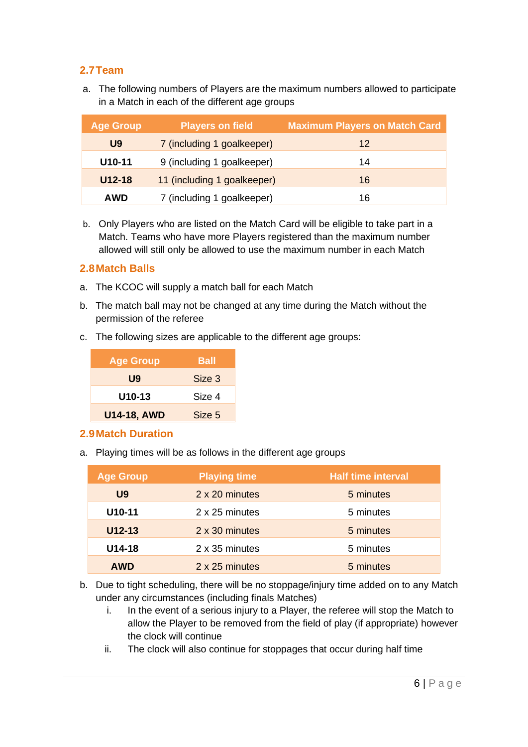## 2.7 Team

a. The following numbers of Players are the maximum numbers allowed to participate in a Match in each of the different age groups

| Age Group | Players on field | Maximum Players on Match Card |
|---|---|---|
| **U9** | 7 (including 1 goalkeeper) | 12 |
| **U10-11** | 9 (including 1 goalkeeper) | 14 |
| **U12-18** | 11 (including 1 goalkeeper) | 16 |
| **AWD** | 7 (including 1 goalkeeper) | 16 |

b. Only Players who are listed on the Match Card will be eligible to take part in a Match. Teams who have more Players registered than the maximum number allowed will still only be allowed to use the maximum number in each Match

## 2.8 Match Balls

a. The KCOC will supply a match ball for each Match

b. The match ball may not be changed at any time during the Match without the permission of the referee

c. The following sizes are applicable to the different age groups:

| Age Group | Ball |
|---|---|
| **U9** | Size 3 |
| **U10-13** | Size 4 |
| **U14-18, AWD** | Size 5 |

## 2.9 Match Duration

a. Playing times will be as follows in the different age groups

| Age Group | Playing time | Half time interval |
|---|---|---|
| **U9** | 2 x 20 minutes | 5 minutes |
| **U10-11** | 2 x 25 minutes | 5 minutes |
| **U12-13** | 2 x 30 minutes | 5 minutes |
| **U14-18** | 2 x 35 minutes | 5 minutes |
| **AWD** | 2 x 25 minutes | 5 minutes |

b. Due to tight scheduling, there will be no stoppage/injury time added on to any Match under any circumstances (including finals Matches)

   i. In the event of a serious injury to a Player, the referee will stop the Match to allow the Player to be removed from the field of play (if appropriate) however the clock will continue

   ii. The clock will also continue for stoppages that occur during half time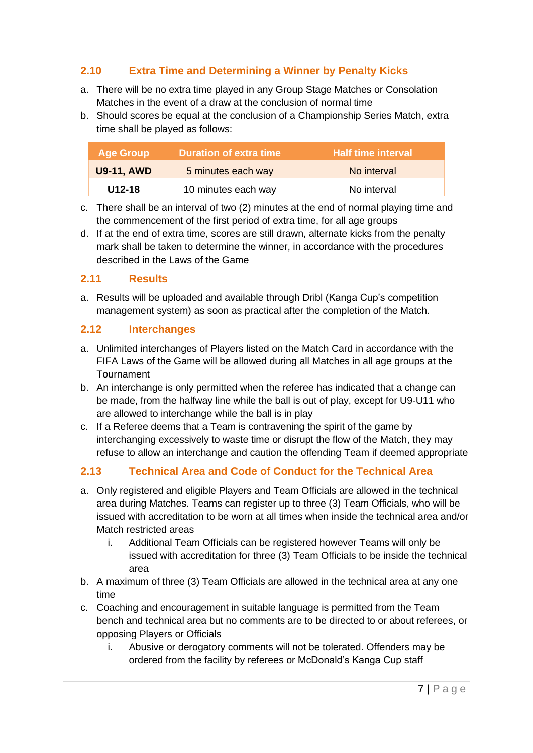## 2.10 Extra Time and Determining a Winner by Penalty Kicks

a. There will be no extra time played in any Group Stage Matches or Consolation Matches in the event of a draw at the conclusion of normal time

b. Should scores be equal at the conclusion of a Championship Series Match, extra time shall be played as follows:

| Age Group | Duration of extra time | Half time interval |
|---|---|---|
| **U9-11, AWD** | 5 minutes each way | No interval |
| **U12-18** | 10 minutes each way | No interval |

c. There shall be an interval of two (2) minutes at the end of normal playing time and the commencement of the first period of extra time, for all age groups

d. If at the end of extra time, scores are still drawn, alternate kicks from the penalty mark shall be taken to determine the winner, in accordance with the procedures described in the Laws of the Game

## 2.11 Results

a. Results will be uploaded and available through Dribl (Kanga Cup's competition management system) as soon as practical after the completion of the Match.

## 2.12 Interchanges

a. Unlimited interchanges of Players listed on the Match Card in accordance with the FIFA Laws of the Game will be allowed during all Matches in all age groups at the Tournament

b. An interchange is only permitted when the referee has indicated that a change can be made, from the halfway line while the ball is out of play, except for U9-U11 who are allowed to interchange while the ball is in play

c. If a Referee deems that a Team is contravening the spirit of the game by interchanging excessively to waste time or disrupt the flow of the Match, they may refuse to allow an interchange and caution the offending Team if deemed appropriate

## 2.13 Technical Area and Code of Conduct for the Technical Area

a. Only registered and eligible Players and Team Officials are allowed in the technical area during Matches. Teams can register up to three (3) Team Officials, who will be issued with accreditation to be worn at all times when inside the technical area and/or Match restricted areas
   i. Additional Team Officials can be registered however Teams will only be issued with accreditation for three (3) Team Officials to be inside the technical area

b. A maximum of three (3) Team Officials are allowed in the technical area at any one time

c. Coaching and encouragement in suitable language is permitted from the Team bench and technical area but no comments are to be directed to or about referees, or opposing Players or Officials
   i. Abusive or derogatory comments will not be tolerated. Offenders may be ordered from the facility by referees or McDonald's Kanga Cup staff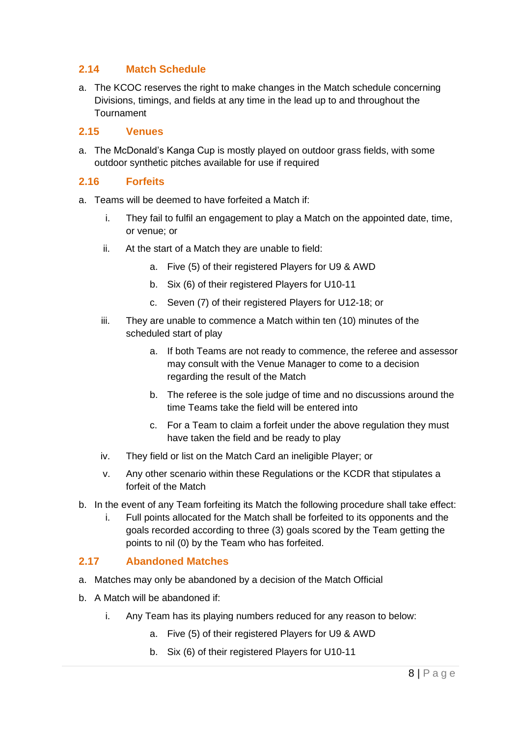## 2.14 Match Schedule

a. The KCOC reserves the right to make changes in the Match schedule concerning Divisions, timings, and fields at any time in the lead up to and throughout the Tournament

## 2.15 Venues

a. The McDonald's Kanga Cup is mostly played on outdoor grass fields, with some outdoor synthetic pitches available for use if required

## 2.16 Forfeits

a. Teams will be deemed to have forfeited a Match if:

   i. They fail to fulfil an engagement to play a Match on the appointed date, time, or venue; or

   ii. At the start of a Match they are unable to field:

      a. Five (5) of their registered Players for U9 & AWD

      b. Six (6) of their registered Players for U10-11

      c. Seven (7) of their registered Players for U12-18; or

   iii. They are unable to commence a Match within ten (10) minutes of the scheduled start of play

      a. If both Teams are not ready to commence, the referee and assessor may consult with the Venue Manager to come to a decision regarding the result of the Match

      b. The referee is the sole judge of time and no discussions around the time Teams take the field will be entered into

      c. For a Team to claim a forfeit under the above regulation they must have taken the field and be ready to play

   iv. They field or list on the Match Card an ineligible Player; or

   v. Any other scenario within these Regulations or the KCDR that stipulates a forfeit of the Match

b. In the event of any Team forfeiting its Match the following procedure shall take effect:

   i. Full points allocated for the Match shall be forfeited to its opponents and the goals recorded according to three (3) goals scored by the Team getting the points to nil (0) by the Team who has forfeited.

## 2.17 Abandoned Matches

a. Matches may only be abandoned by a decision of the Match Official

b. A Match will be abandoned if:

   i. Any Team has its playing numbers reduced for any reason to below:

      a. Five (5) of their registered Players for U9 & AWD

      b. Six (6) of their registered Players for U10-11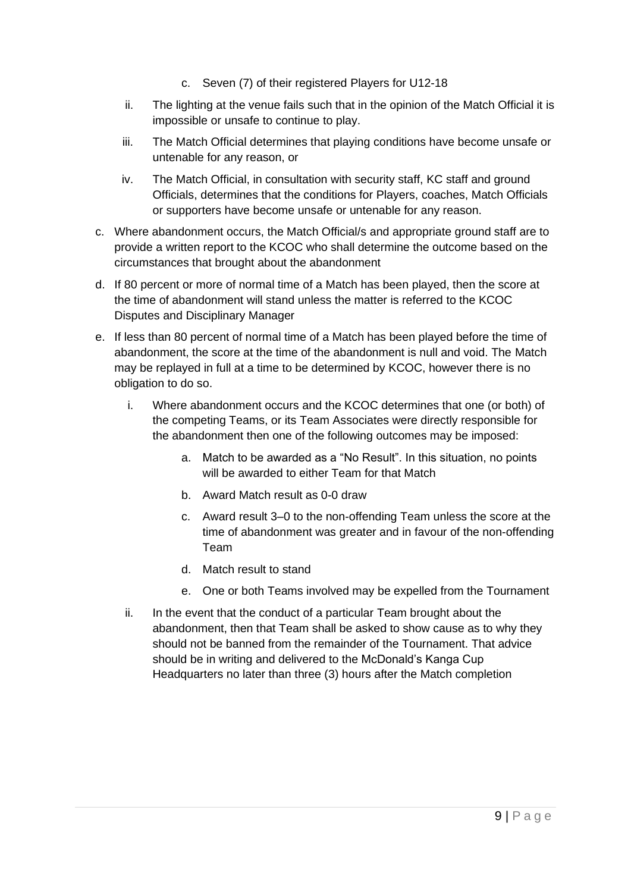c. Seven (7) of their registered Players for U12-18

   ii. The lighting at the venue fails such that in the opinion of the Match Official it is impossible or unsafe to continue to play.

   iii. The Match Official determines that playing conditions have become unsafe or untenable for any reason, or

   iv. The Match Official, in consultation with security staff, KC staff and ground Officials, determines that the conditions for Players, coaches, Match Officials or supporters have become unsafe or untenable for any reason.

c. Where abandonment occurs, the Match Official/s and appropriate ground staff are to provide a written report to the KCOC who shall determine the outcome based on the circumstances that brought about the abandonment

d. If 80 percent or more of normal time of a Match has been played, then the score at the time of abandonment will stand unless the matter is referred to the KCOC Disputes and Disciplinary Manager

e. If less than 80 percent of normal time of a Match has been played before the time of abandonment, the score at the time of the abandonment is null and void. The Match may be replayed in full at a time to be determined by KCOC, however there is no obligation to do so.

   i. Where abandonment occurs and the KCOC determines that one (or both) of the competing Teams, or its Team Associates were directly responsible for the abandonment then one of the following outcomes may be imposed:

      a. Match to be awarded as a "No Result". In this situation, no points will be awarded to either Team for that Match

      b. Award Match result as 0-0 draw

      c. Award result 3–0 to the non-offending Team unless the score at the time of abandonment was greater and in favour of the non-offending Team

      d. Match result to stand

      e. One or both Teams involved may be expelled from the Tournament

   ii. In the event that the conduct of a particular Team brought about the abandonment, then that Team shall be asked to show cause as to why they should not be banned from the remainder of the Tournament. That advice should be in writing and delivered to the McDonald's Kanga Cup Headquarters no later than three (3) hours after the Match completion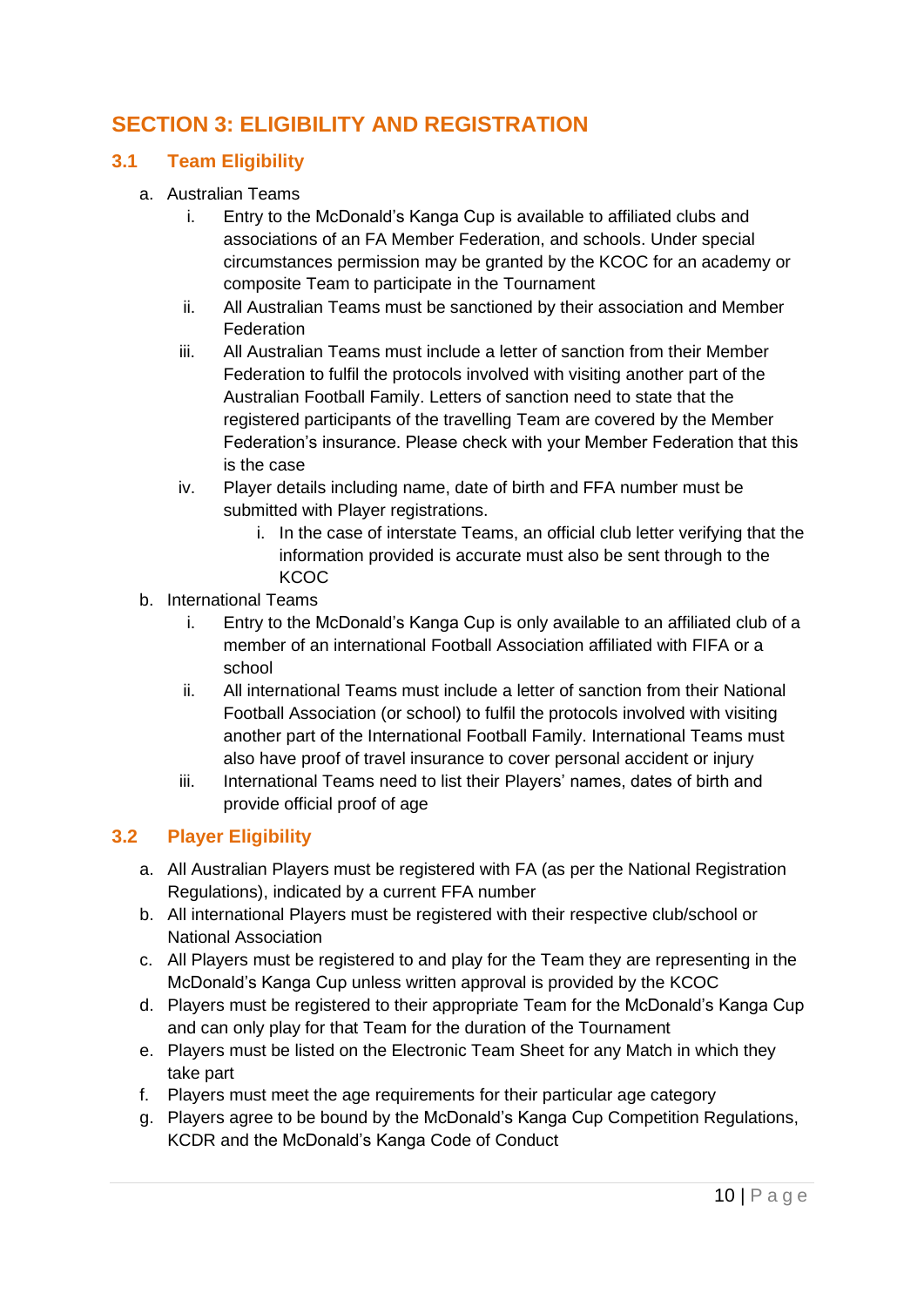# SECTION 3: ELIGIBILITY AND REGISTRATION

## 3.1 Team Eligibility

a. Australian Teams
   i. Entry to the McDonald's Kanga Cup is available to affiliated clubs and associations of an FA Member Federation, and schools. Under special circumstances permission may be granted by the KCOC for an academy or composite Team to participate in the Tournament
   ii. All Australian Teams must be sanctioned by their association and Member Federation
   iii. All Australian Teams must include a letter of sanction from their Member Federation to fulfil the protocols involved with visiting another part of the Australian Football Family. Letters of sanction need to state that the registered participants of the travelling Team are covered by the Member Federation's insurance. Please check with your Member Federation that this is the case
   iv. Player details including name, date of birth and FFA number must be submitted with Player registrations.
      i. In the case of interstate Teams, an official club letter verifying that the information provided is accurate must also be sent through to the KCOC

b. International Teams
   i. Entry to the McDonald's Kanga Cup is only available to an affiliated club of a member of an international Football Association affiliated with FIFA or a school
   ii. All international Teams must include a letter of sanction from their National Football Association (or school) to fulfil the protocols involved with visiting another part of the International Football Family. International Teams must also have proof of travel insurance to cover personal accident or injury
   iii. International Teams need to list their Players' names, dates of birth and provide official proof of age

## 3.2 Player Eligibility

a. All Australian Players must be registered with FA (as per the National Registration Regulations), indicated by a current FFA number
b. All international Players must be registered with their respective club/school or National Association
c. All Players must be registered to and play for the Team they are representing in the McDonald's Kanga Cup unless written approval is provided by the KCOC
d. Players must be registered to their appropriate Team for the McDonald's Kanga Cup and can only play for that Team for the duration of the Tournament
e. Players must be listed on the Electronic Team Sheet for any Match in which they take part
f. Players must meet the age requirements for their particular age category
g. Players agree to be bound by the McDonald's Kanga Cup Competition Regulations, KCDR and the McDonald's Kanga Code of Conduct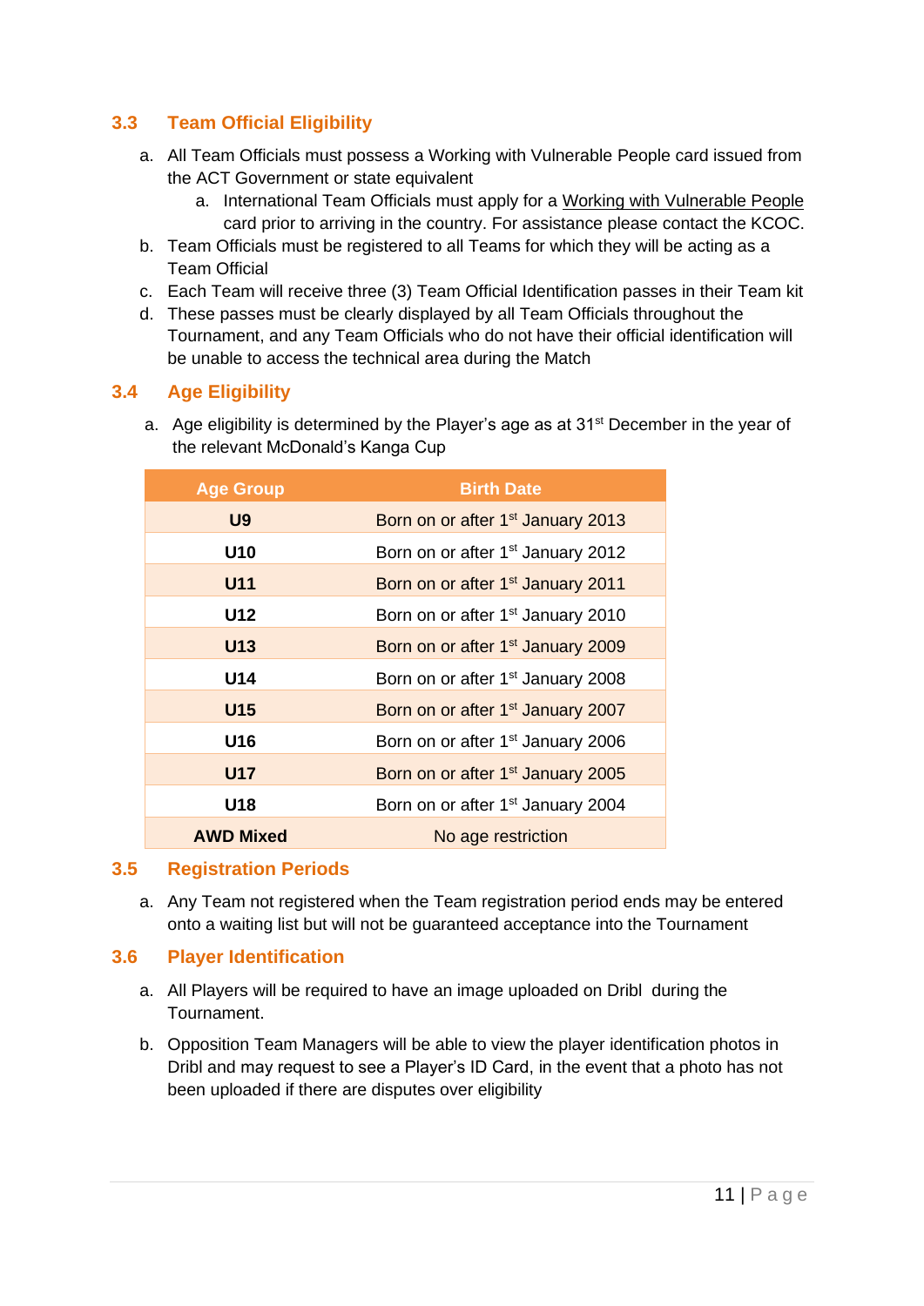### 3.3 Team Official Eligibility

a. All Team Officials must possess a Working with Vulnerable People card issued from the ACT Government or state equivalent
    a. International Team Officials must apply for a Working with Vulnerable People card prior to arriving in the country. For assistance please contact the KCOC.
b. Team Officials must be registered to all Teams for which they will be acting as a Team Official
c. Each Team will receive three (3) Team Official Identification passes in their Team kit
d. These passes must be clearly displayed by all Team Officials throughout the Tournament, and any Team Officials who do not have their official identification will be unable to access the technical area during the Match

### 3.4 Age Eligibility

a. Age eligibility is determined by the Player's age as at 31st December in the year of the relevant McDonald's Kanga Cup

| Age Group | Birth Date |
|---|---|
| **U9** | Born on or after 1st January 2013 |
| **U10** | Born on or after 1st January 2012 |
| **U11** | Born on or after 1st January 2011 |
| **U12** | Born on or after 1st January 2010 |
| **U13** | Born on or after 1st January 2009 |
| **U14** | Born on or after 1st January 2008 |
| **U15** | Born on or after 1st January 2007 |
| **U16** | Born on or after 1st January 2006 |
| **U17** | Born on or after 1st January 2005 |
| **U18** | Born on or after 1st January 2004 |
| **AWD Mixed** | No age restriction |

### 3.5 Registration Periods

a. Any Team not registered when the Team registration period ends may be entered onto a waiting list but will not be guaranteed acceptance into the Tournament

### 3.6 Player Identification

a. All Players will be required to have an image uploaded on Dribl during the Tournament.
b. Opposition Team Managers will be able to view the player identification photos in Dribl and may request to see a Player's ID Card, in the event that a photo has not been uploaded if there are disputes over eligibility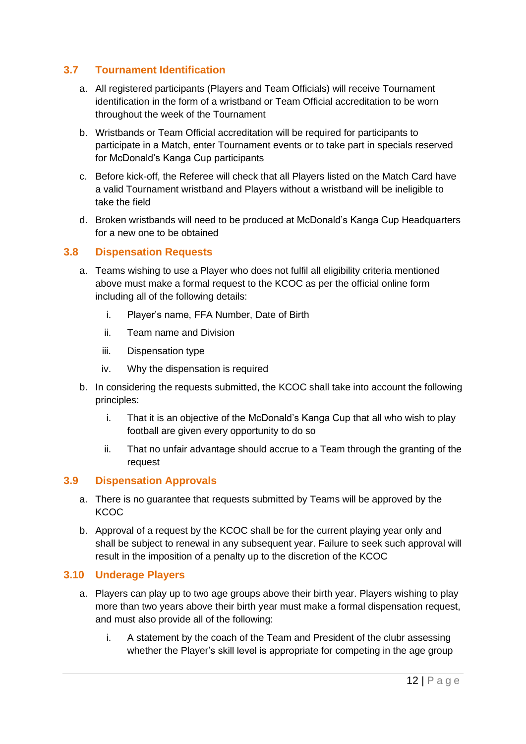### 3.7 Tournament Identification

a. All registered participants (Players and Team Officials) will receive Tournament identification in the form of a wristband or Team Official accreditation to be worn throughout the week of the Tournament

b. Wristbands or Team Official accreditation will be required for participants to participate in a Match, enter Tournament events or to take part in specials reserved for McDonald's Kanga Cup participants

c. Before kick-off, the Referee will check that all Players listed on the Match Card have a valid Tournament wristband and Players without a wristband will be ineligible to take the field

d. Broken wristbands will need to be produced at McDonald's Kanga Cup Headquarters for a new one to be obtained

### 3.8 Dispensation Requests

a. Teams wishing to use a Player who does not fulfil all eligibility criteria mentioned above must make a formal request to the KCOC as per the official online form including all of the following details:

   i. Player's name, FFA Number, Date of Birth

   ii. Team name and Division

   iii. Dispensation type

   iv. Why the dispensation is required

b. In considering the requests submitted, the KCOC shall take into account the following principles:

   i. That it is an objective of the McDonald's Kanga Cup that all who wish to play football are given every opportunity to do so

   ii. That no unfair advantage should accrue to a Team through the granting of the request

### 3.9 Dispensation Approvals

a. There is no guarantee that requests submitted by Teams will be approved by the KCOC

b. Approval of a request by the KCOC shall be for the current playing year only and shall be subject to renewal in any subsequent year. Failure to seek such approval will result in the imposition of a penalty up to the discretion of the KCOC

### 3.10 Underage Players

a. Players can play up to two age groups above their birth year. Players wishing to play more than two years above their birth year must make a formal dispensation request, and must also provide all of the following:

   i. A statement by the coach of the Team and President of the clubr assessing whether the Player's skill level is appropriate for competing in the age group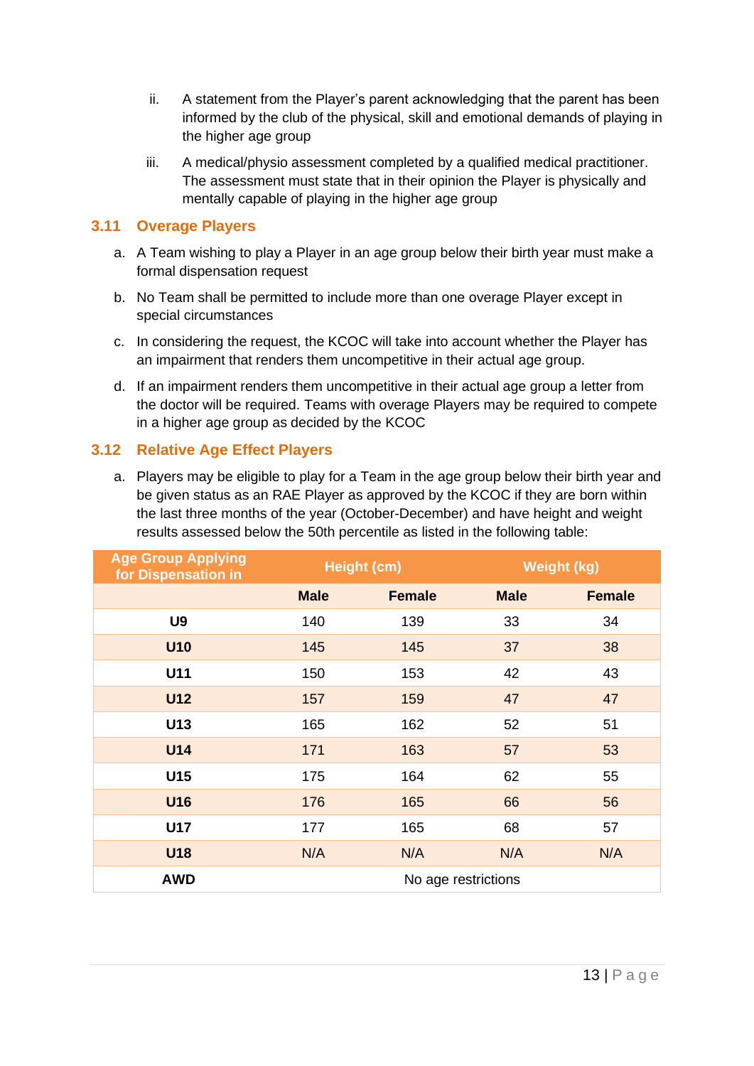ii. A statement from the Player's parent acknowledging that the parent has been informed by the club of the physical, skill and emotional demands of playing in the higher age group

iii. A medical/physio assessment completed by a qualified medical practitioner. The assessment must state that in their opinion the Player is physically and mentally capable of playing in the higher age group

### 3.11 Overage Players

a. A Team wishing to play a Player in an age group below their birth year must make a formal dispensation request

b. No Team shall be permitted to include more than one overage Player except in special circumstances

c. In considering the request, the KCOC will take into account whether the Player has an impairment that renders them uncompetitive in their actual age group.

d. If an impairment renders them uncompetitive in their actual age group a letter from the doctor will be required. Teams with overage Players may be required to compete in a higher age group as decided by the KCOC

### 3.12 Relative Age Effect Players

a. Players may be eligible to play for a Team in the age group below their birth year and be given status as an RAE Player as approved by the KCOC if they are born within the last three months of the year (October-December) and have height and weight results assessed below the 50th percentile as listed in the following table:

| Age Group Applying for Dispensation in | Height (cm) | | Weight (kg) | |
|---|---|---|---|---|
| | **Male** | **Female** | **Male** | **Female** |
| **U9** | 140 | 139 | 33 | 34 |
| **U10** | 145 | 145 | 37 | 38 |
| **U11** | 150 | 153 | 42 | 43 |
| **U12** | 157 | 159 | 47 | 47 |
| **U13** | 165 | 162 | 52 | 51 |
| **U14** | 171 | 163 | 57 | 53 |
| **U15** | 175 | 164 | 62 | 55 |
| **U16** | 176 | 165 | 66 | 56 |
| **U17** | 177 | 165 | 68 | 57 |
| **U18** | N/A | N/A | N/A | N/A |
| **AWD** | No age restrictions | | | |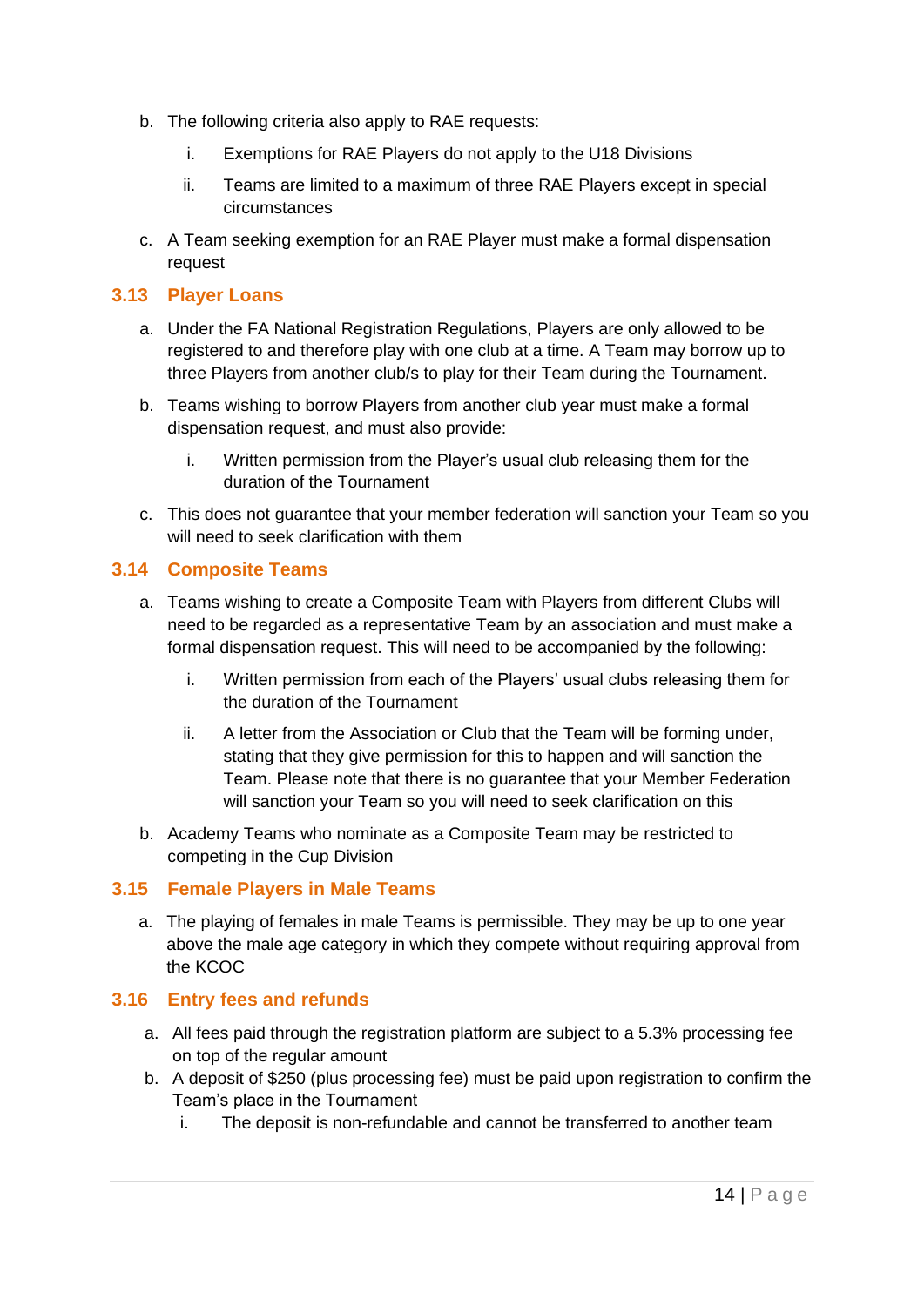b. The following criteria also apply to RAE requests:

    i. Exemptions for RAE Players do not apply to the U18 Divisions

    ii. Teams are limited to a maximum of three RAE Players except in special circumstances

c. A Team seeking exemption for an RAE Player must make a formal dispensation request

## 3.13 Player Loans

a. Under the FA National Registration Regulations, Players are only allowed to be registered to and therefore play with one club at a time. A Team may borrow up to three Players from another club/s to play for their Team during the Tournament.

b. Teams wishing to borrow Players from another club year must make a formal dispensation request, and must also provide:

    i. Written permission from the Player's usual club releasing them for the duration of the Tournament

c. This does not guarantee that your member federation will sanction your Team so you will need to seek clarification with them

## 3.14 Composite Teams

a. Teams wishing to create a Composite Team with Players from different Clubs will need to be regarded as a representative Team by an association and must make a formal dispensation request. This will need to be accompanied by the following:

    i. Written permission from each of the Players' usual clubs releasing them for the duration of the Tournament

    ii. A letter from the Association or Club that the Team will be forming under, stating that they give permission for this to happen and will sanction the Team. Please note that there is no guarantee that your Member Federation will sanction your Team so you will need to seek clarification on this

b. Academy Teams who nominate as a Composite Team may be restricted to competing in the Cup Division

## 3.15 Female Players in Male Teams

a. The playing of females in male Teams is permissible. They may be up to one year above the male age category in which they compete without requiring approval from the KCOC

## 3.16 Entry fees and refunds

a. All fees paid through the registration platform are subject to a 5.3% processing fee on top of the regular amount

b. A deposit of $250 (plus processing fee) must be paid upon registration to confirm the Team's place in the Tournament

    i. The deposit is non-refundable and cannot be transferred to another team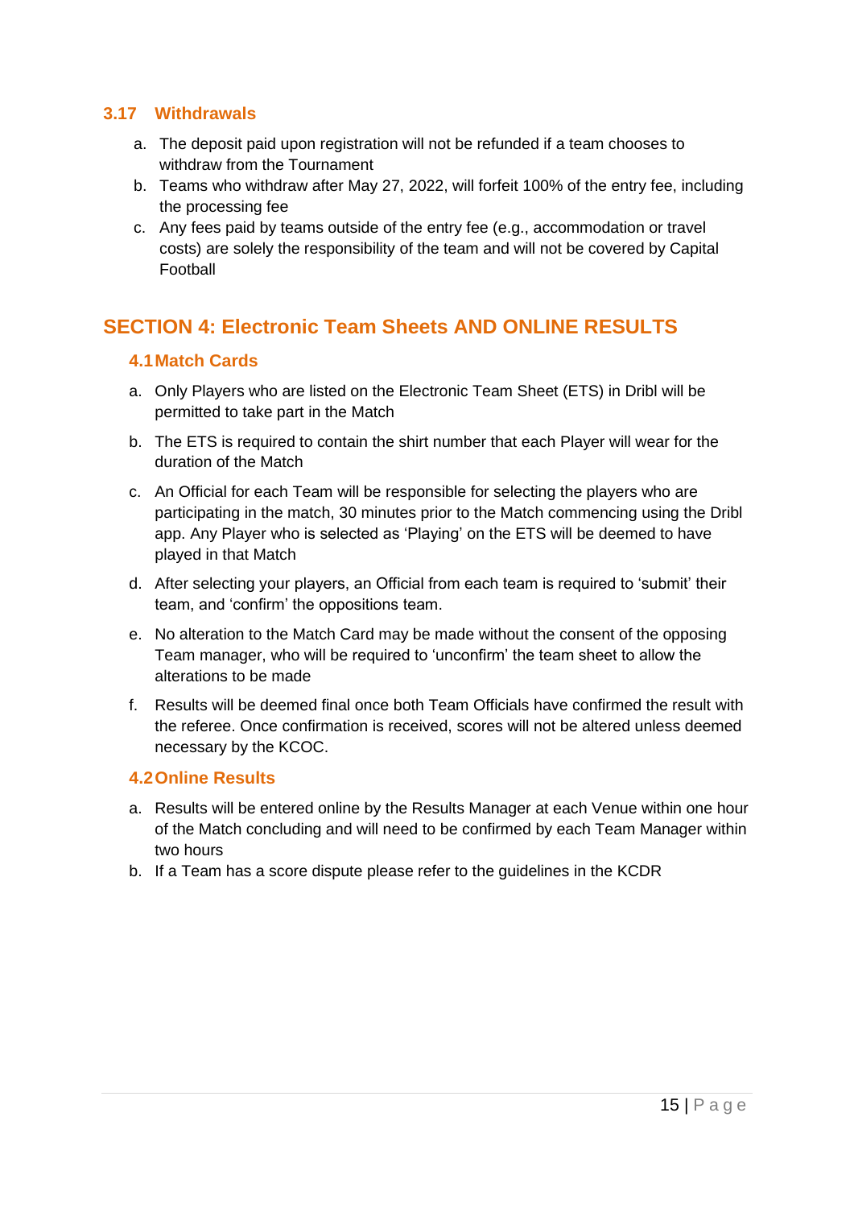### 3.17 Withdrawals

a. The deposit paid upon registration will not be refunded if a team chooses to withdraw from the Tournament
b. Teams who withdraw after May 27, 2022, will forfeit 100% of the entry fee, including the processing fee
c. Any fees paid by teams outside of the entry fee (e.g., accommodation or travel costs) are solely the responsibility of the team and will not be covered by Capital Football

## SECTION 4: Electronic Team Sheets AND ONLINE RESULTS

### 4.1 Match Cards

a. Only Players who are listed on the Electronic Team Sheet (ETS) in Dribl will be permitted to take part in the Match

b. The ETS is required to contain the shirt number that each Player will wear for the duration of the Match

c. An Official for each Team will be responsible for selecting the players who are participating in the match, 30 minutes prior to the Match commencing using the Dribl app. Any Player who is selected as 'Playing' on the ETS will be deemed to have played in that Match

d. After selecting your players, an Official from each team is required to 'submit' their team, and 'confirm' the oppositions team.

e. No alteration to the Match Card may be made without the consent of the opposing Team manager, who will be required to 'unconfirm' the team sheet to allow the alterations to be made

f. Results will be deemed final once both Team Officials have confirmed the result with the referee. Once confirmation is received, scores will not be altered unless deemed necessary by the KCOC.

### 4.2 Online Results

a. Results will be entered online by the Results Manager at each Venue within one hour of the Match concluding and will need to be confirmed by each Team Manager within two hours
b. If a Team has a score dispute please refer to the guidelines in the KCDR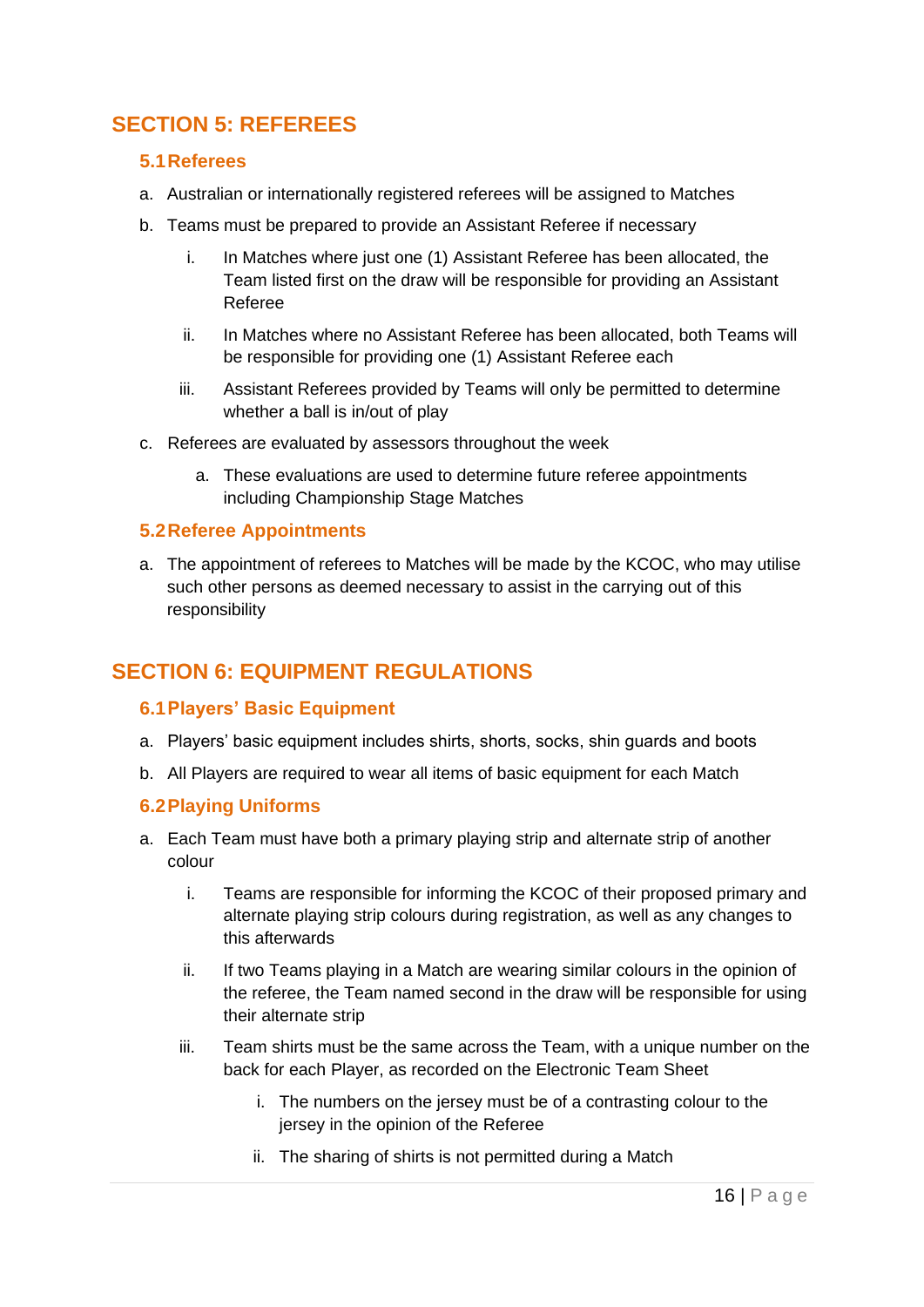# SECTION 5: REFEREES

## 5.1 Referees

a. Australian or internationally registered referees will be assigned to Matches

b. Teams must be prepared to provide an Assistant Referee if necessary

   i. In Matches where just one (1) Assistant Referee has been allocated, the Team listed first on the draw will be responsible for providing an Assistant Referee

   ii. In Matches where no Assistant Referee has been allocated, both Teams will be responsible for providing one (1) Assistant Referee each

   iii. Assistant Referees provided by Teams will only be permitted to determine whether a ball is in/out of play

c. Referees are evaluated by assessors throughout the week

   a. These evaluations are used to determine future referee appointments including Championship Stage Matches

## 5.2 Referee Appointments

a. The appointment of referees to Matches will be made by the KCOC, who may utilise such other persons as deemed necessary to assist in the carrying out of this responsibility

# SECTION 6: EQUIPMENT REGULATIONS

## 6.1 Players' Basic Equipment

a. Players' basic equipment includes shirts, shorts, socks, shin guards and boots

b. All Players are required to wear all items of basic equipment for each Match

## 6.2 Playing Uniforms

a. Each Team must have both a primary playing strip and alternate strip of another colour

   i. Teams are responsible for informing the KCOC of their proposed primary and alternate playing strip colours during registration, as well as any changes to this afterwards

   ii. If two Teams playing in a Match are wearing similar colours in the opinion of the referee, the Team named second in the draw will be responsible for using their alternate strip

   iii. Team shirts must be the same across the Team, with a unique number on the back for each Player, as recorded on the Electronic Team Sheet

      i. The numbers on the jersey must be of a contrasting colour to the jersey in the opinion of the Referee

      ii. The sharing of shirts is not permitted during a Match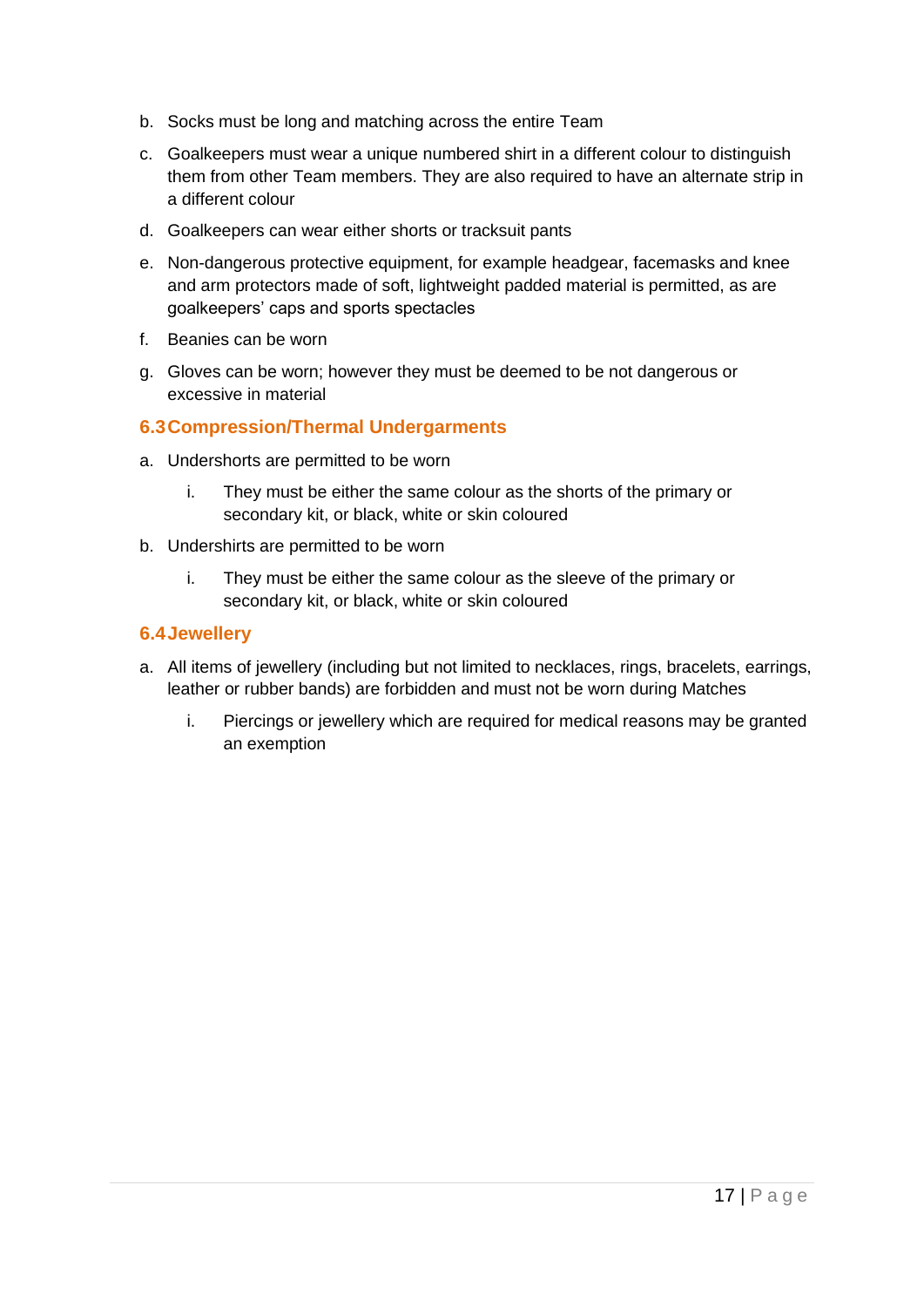b. Socks must be long and matching across the entire Team

c. Goalkeepers must wear a unique numbered shirt in a different colour to distinguish them from other Team members. They are also required to have an alternate strip in a different colour

d. Goalkeepers can wear either shorts or tracksuit pants

e. Non-dangerous protective equipment, for example headgear, facemasks and knee and arm protectors made of soft, lightweight padded material is permitted, as are goalkeepers' caps and sports spectacles

f. Beanies can be worn

g. Gloves can be worn; however they must be deemed to be not dangerous or excessive in material

### 6.3 Compression/Thermal Undergarments

a. Undershorts are permitted to be worn

    i. They must be either the same colour as the shorts of the primary or secondary kit, or black, white or skin coloured

b. Undershirts are permitted to be worn

    i. They must be either the same colour as the sleeve of the primary or secondary kit, or black, white or skin coloured

### 6.4 Jewellery

a. All items of jewellery (including but not limited to necklaces, rings, bracelets, earrings, leather or rubber bands) are forbidden and must not be worn during Matches

    i. Piercings or jewellery which are required for medical reasons may be granted an exemption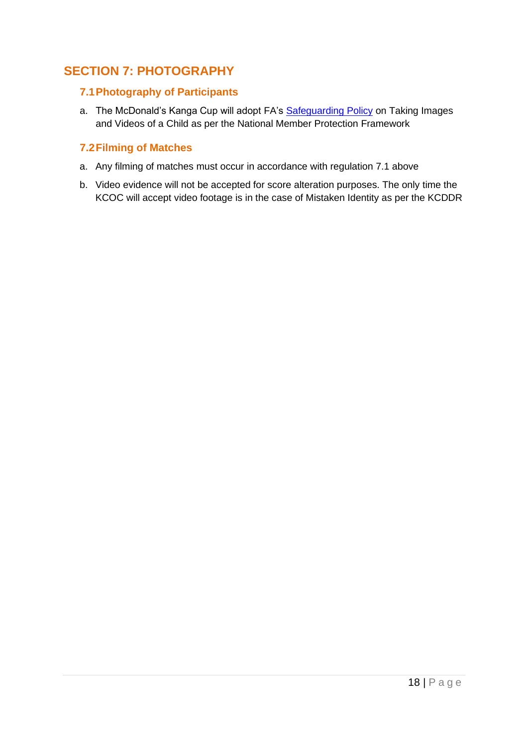# SECTION 7: PHOTOGRAPHY

## 7.1 Photography of Participants

a. The McDonald's Kanga Cup will adopt FA's Safeguarding Policy on Taking Images and Videos of a Child as per the National Member Protection Framework

## 7.2 Filming of Matches

a. Any filming of matches must occur in accordance with regulation 7.1 above

b. Video evidence will not be accepted for score alteration purposes. The only time the KCOC will accept video footage is in the case of Mistaken Identity as per the KCDDR